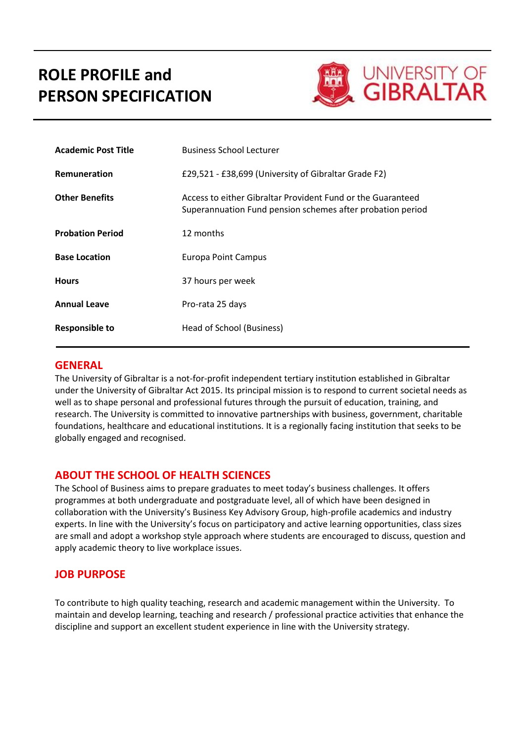# ROLE PROFILE and PERSON SPECIFICATION

UNIVERSITY OF GIBRALTAR

| | |
|---|---|
| **Academic Post Title** | Business School Lecturer |
| **Remuneration** | £29,521 - £38,699 (University of Gibraltar Grade F2) |
| **Other Benefits** | Access to either Gibraltar Provident Fund or the Guaranteed Superannuation Fund pension schemes after probation period |
| **Probation Period** | 12 months |
| **Base Location** | Europa Point Campus |
| **Hours** | 37 hours per week |
| **Annual Leave** | Pro-rata 25 days |
| **Responsible to** | Head of School (Business) |

## GENERAL

The University of Gibraltar is a not-for-profit independent tertiary institution established in Gibraltar under the University of Gibraltar Act 2015. Its principal mission is to respond to current societal needs as well as to shape personal and professional futures through the pursuit of education, training, and research. The University is committed to innovative partnerships with business, government, charitable foundations, healthcare and educational institutions. It is a regionally facing institution that seeks to be globally engaged and recognised.

## ABOUT THE SCHOOL OF HEALTH SCIENCES

The School of Business aims to prepare graduates to meet today's business challenges. It offers programmes at both undergraduate and postgraduate level, all of which have been designed in collaboration with the University's Business Key Advisory Group, high-profile academics and industry experts. In line with the University's focus on participatory and active learning opportunities, class sizes are small and adopt a workshop style approach where students are encouraged to discuss, question and apply academic theory to live workplace issues.

## JOB PURPOSE

To contribute to high quality teaching, research and academic management within the University. To maintain and develop learning, teaching and research / professional practice activities that enhance the discipline and support an excellent student experience in line with the University strategy.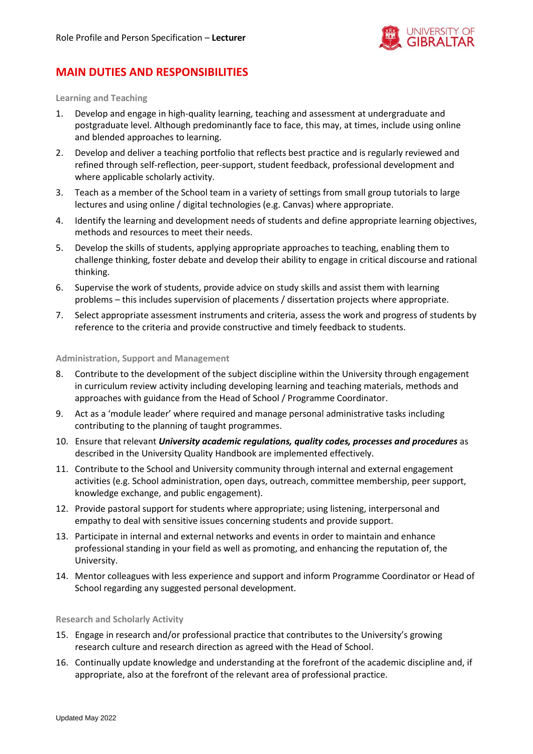## MAIN DUTIES AND RESPONSIBILITIES

### Learning and Teaching

1. Develop and engage in high-quality learning, teaching and assessment at undergraduate and postgraduate level. Although predominantly face to face, this may, at times, include using online and blended approaches to learning.
2. Develop and deliver a teaching portfolio that reflects best practice and is regularly reviewed and refined through self-reflection, peer-support, student feedback, professional development and where applicable scholarly activity.
3. Teach as a member of the School team in a variety of settings from small group tutorials to large lectures and using online / digital technologies (e.g. Canvas) where appropriate.
4. Identify the learning and development needs of students and define appropriate learning objectives, methods and resources to meet their needs.
5. Develop the skills of students, applying appropriate approaches to teaching, enabling them to challenge thinking, foster debate and develop their ability to engage in critical discourse and rational thinking.
6. Supervise the work of students, provide advice on study skills and assist them with learning problems – this includes supervision of placements / dissertation projects where appropriate.
7. Select appropriate assessment instruments and criteria, assess the work and progress of students by reference to the criteria and provide constructive and timely feedback to students.

### Administration, Support and Management

8. Contribute to the development of the subject discipline within the University through engagement in curriculum review activity including developing learning and teaching materials, methods and approaches with guidance from the Head of School / Programme Coordinator.
9. Act as a 'module leader' where required and manage personal administrative tasks including contributing to the planning of taught programmes.
10. Ensure that relevant ***University academic regulations, quality codes, processes and procedures*** as described in the University Quality Handbook are implemented effectively.
11. Contribute to the School and University community through internal and external engagement activities (e.g. School administration, open days, outreach, committee membership, peer support, knowledge exchange, and public engagement).
12. Provide pastoral support for students where appropriate; using listening, interpersonal and empathy to deal with sensitive issues concerning students and provide support.
13. Participate in internal and external networks and events in order to maintain and enhance professional standing in your field as well as promoting, and enhancing the reputation of, the University.
14. Mentor colleagues with less experience and support and inform Programme Coordinator or Head of School regarding any suggested personal development.

### Research and Scholarly Activity

15. Engage in research and/or professional practice that contributes to the University's growing research culture and research direction as agreed with the Head of School.
16. Continually update knowledge and understanding at the forefront of the academic discipline and, if appropriate, also at the forefront of the relevant area of professional practice.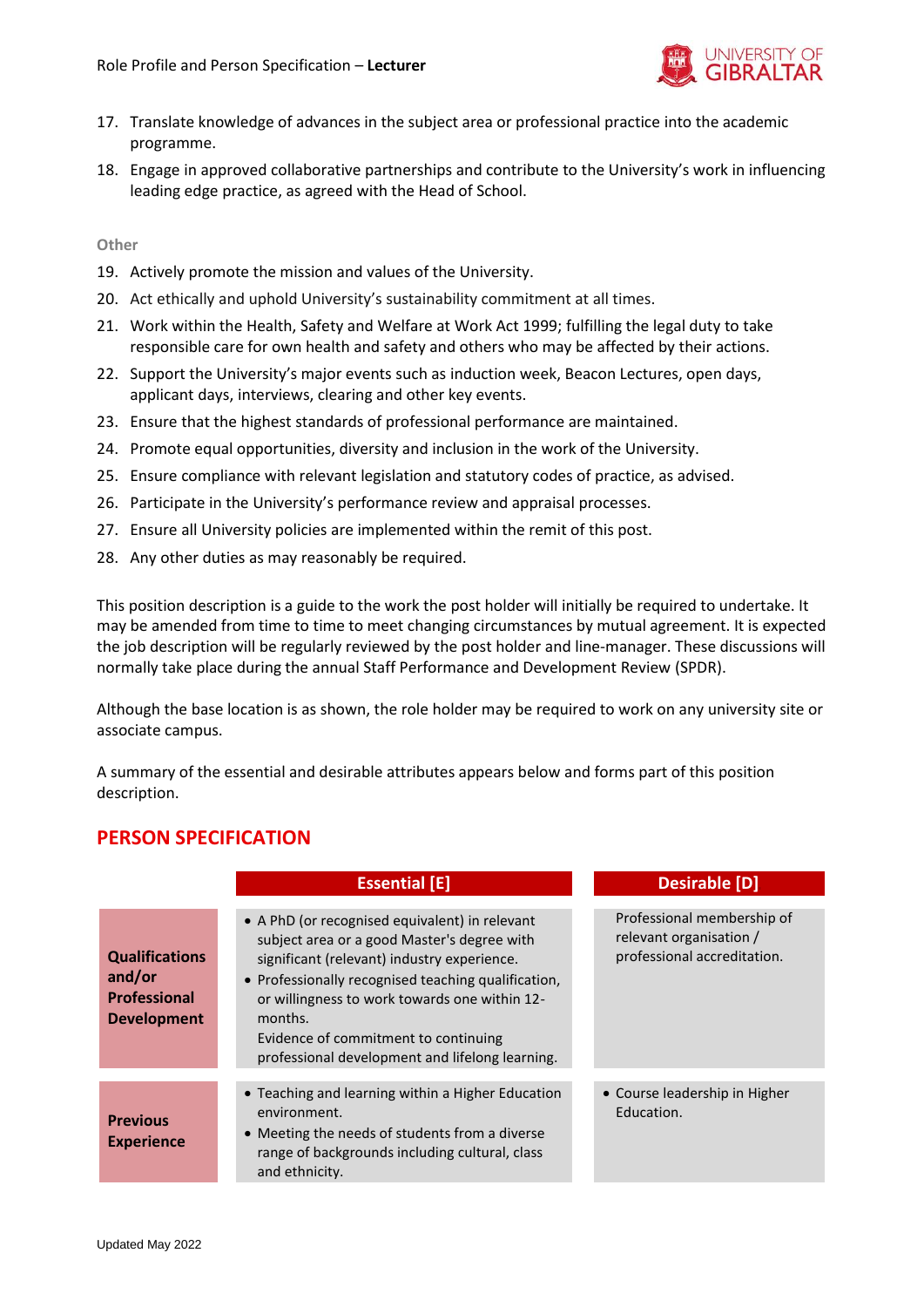17. Translate knowledge of advances in the subject area or professional practice into the academic programme.
18. Engage in approved collaborative partnerships and contribute to the University's work in influencing leading edge practice, as agreed with the Head of School.

### Other

19. Actively promote the mission and values of the University.
20. Act ethically and uphold University's sustainability commitment at all times.
21. Work within the Health, Safety and Welfare at Work Act 1999; fulfilling the legal duty to take responsible care for own health and safety and others who may be affected by their actions.
22. Support the University's major events such as induction week, Beacon Lectures, open days, applicant days, interviews, clearing and other key events.
23. Ensure that the highest standards of professional performance are maintained.
24. Promote equal opportunities, diversity and inclusion in the work of the University.
25. Ensure compliance with relevant legislation and statutory codes of practice, as advised.
26. Participate in the University's performance review and appraisal processes.
27. Ensure all University policies are implemented within the remit of this post.
28. Any other duties as may reasonably be required.

This position description is a guide to the work the post holder will initially be required to undertake. It may be amended from time to time to meet changing circumstances by mutual agreement. It is expected the job description will be regularly reviewed by the post holder and line-manager. These discussions will normally take place during the annual Staff Performance and Development Review (SPDR).

Although the base location is as shown, the role holder may be required to work on any university site or associate campus.

A summary of the essential and desirable attributes appears below and forms part of this position description.

## PERSON SPECIFICATION

| | Essential [E] | Desirable [D] |
|---|---|---|
| **Qualifications and/or Professional Development** | • A PhD (or recognised equivalent) in relevant subject area or a good Master's degree with significant (relevant) industry experience.<br>• Professionally recognised teaching qualification, or willingness to work towards one within 12-months.<br>Evidence of commitment to continuing professional development and lifelong learning. | Professional membership of relevant organisation / professional accreditation. |
| **Previous Experience** | • Teaching and learning within a Higher Education environment.<br>• Meeting the needs of students from a diverse range of backgrounds including cultural, class and ethnicity. | • Course leadership in Higher Education. |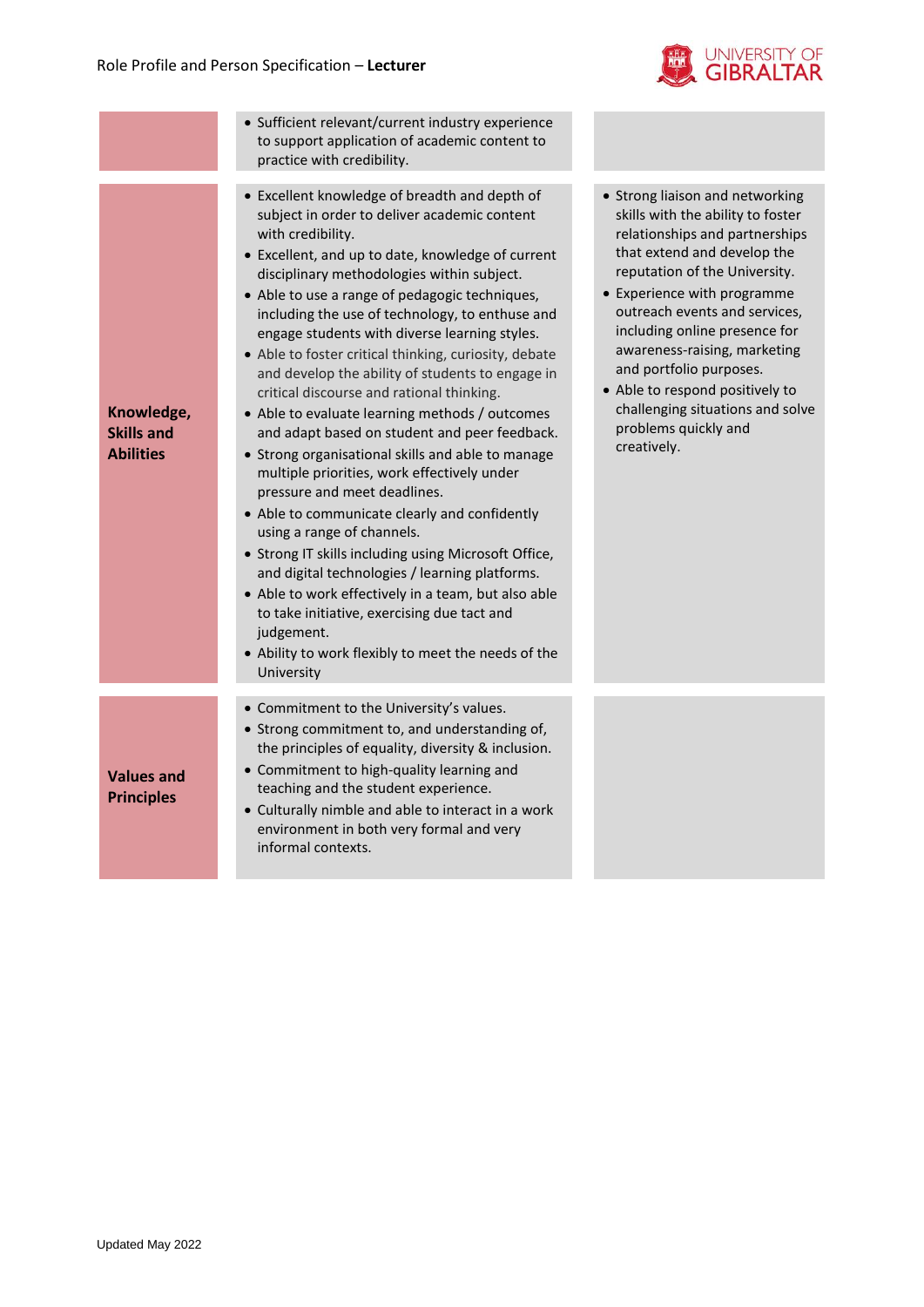| | | |
|---|---|---|
| | • Sufficient relevant/current industry experience to support application of academic content to practice with credibility. | |
| **Knowledge, Skills and Abilities** | • Excellent knowledge of breadth and depth of subject in order to deliver academic content with credibility.<br>• Excellent, and up to date, knowledge of current disciplinary methodologies within subject.<br>• Able to use a range of pedagogic techniques, including the use of technology, to enthuse and engage students with diverse learning styles.<br>• Able to foster critical thinking, curiosity, debate and develop the ability of students to engage in critical discourse and rational thinking.<br>• Able to evaluate learning methods / outcomes and adapt based on student and peer feedback.<br>• Strong organisational skills and able to manage multiple priorities, work effectively under pressure and meet deadlines.<br>• Able to communicate clearly and confidently using a range of channels.<br>• Strong IT skills including using Microsoft Office, and digital technologies / learning platforms.<br>• Able to work effectively in a team, but also able to take initiative, exercising due tact and judgement.<br>• Ability to work flexibly to meet the needs of the University | • Strong liaison and networking skills with the ability to foster relationships and partnerships that extend and develop the reputation of the University.<br>• Experience with programme outreach events and services, including online presence for awareness-raising, marketing and portfolio purposes.<br>• Able to respond positively to challenging situations and solve problems quickly and creatively. |
| **Values and Principles** | • Commitment to the University's values.<br>• Strong commitment to, and understanding of, the principles of equality, diversity & inclusion.<br>• Commitment to high-quality learning and teaching and the student experience.<br>• Culturally nimble and able to interact in a work environment in both very formal and very informal contexts. | |

Updated May 2022